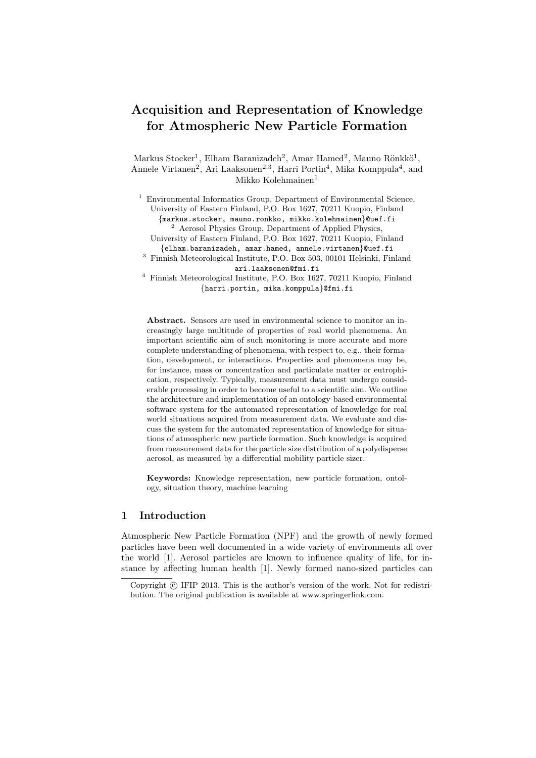# Acquisition and Representation of Knowledge for Atmospheric New Particle Formation

Markus Stocker[1], Elham Baranizadeh[2], Amar Hamed[2], Mauno Rönkkö[1], Annele Virtanen[2], Ari Laaksonen[2,3], Harri Portin[4], Mika Komppula[4], and Mikko Kolehmainen[1]

[1] Environmental Informatics Group, Department of Environmental Science, University of Eastern Finland, P.O. Box 1627, 70211 Kuopio, Finland
{markus.stocker, mauno.ronkko, mikko.kolehmainen}@uef.fi

[2] Aerosol Physics Group, Department of Applied Physics, University of Eastern Finland, P.O. Box 1627, 70211 Kuopio, Finland
{elham.baranizadeh, amar.hamed, annele.virtanen}@uef.fi

[3] Finnish Meteorological Institute, P.O. Box 503, 00101 Helsinki, Finland
ari.laaksonen@fmi.fi

[4] Finnish Meteorological Institute, P.O. Box 1627, 70211 Kuopio, Finland
{harri.portin, mika.komppula}@fmi.fi

**Abstract.** Sensors are used in environmental science to monitor an increasingly large multitude of properties of real world phenomena. An important scientific aim of such monitoring is more accurate and more complete understanding of phenomena, with respect to, e.g., their formation, development, or interactions. Properties and phenomena may be, for instance, mass or concentration and particulate matter or eutrophication, respectively. Typically, measurement data must undergo considerable processing in order to become useful to a scientific aim. We outline the architecture and implementation of an ontology-based environmental software system for the automated representation of knowledge for real world situations acquired from measurement data. We evaluate and discuss the system for the automated representation of knowledge for situations of atmospheric new particle formation. Such knowledge is acquired from measurement data for the particle size distribution of a polydisperse aerosol, as measured by a differential mobility particle sizer.

**Keywords:** Knowledge representation, new particle formation, ontology, situation theory, machine learning

## 1 Introduction

Atmospheric New Particle Formation (NPF) and the growth of newly formed particles have been well documented in a wide variety of environments all over the world [1]. Aerosol particles are known to influence quality of life, for instance by affecting human health [1]. Newly formed nano-sized particles can

Copyright © IFIP 2013. This is the author's version of the work. Not for redistribution. The original publication is available at www.springerlink.com.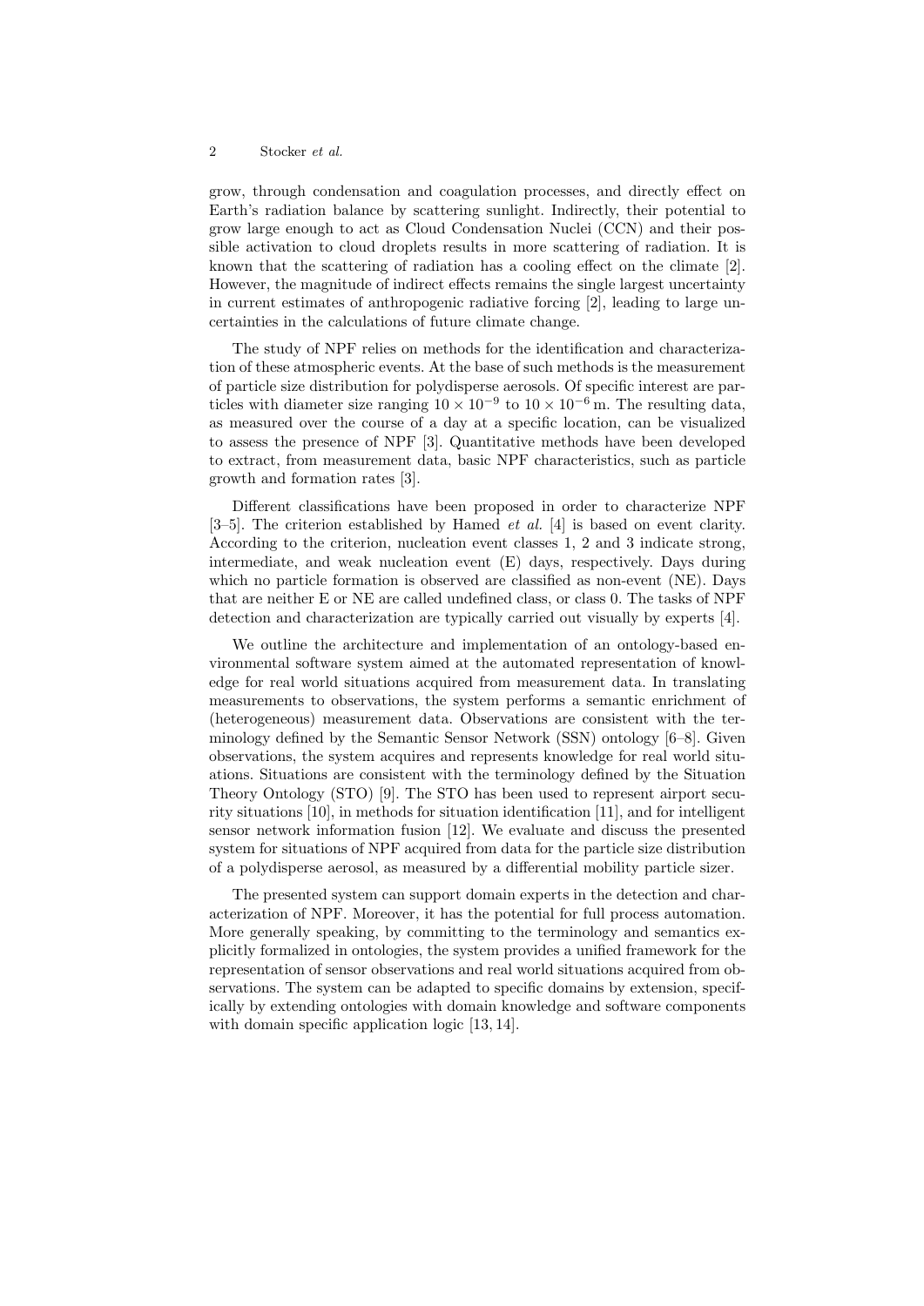grow, through condensation and coagulation processes, and directly effect on Earth's radiation balance by scattering sunlight. Indirectly, their potential to grow large enough to act as Cloud Condensation Nuclei (CCN) and their possible activation to cloud droplets results in more scattering of radiation. It is known that the scattering of radiation has a cooling effect on the climate [2]. However, the magnitude of indirect effects remains the single largest uncertainty in current estimates of anthropogenic radiative forcing [2], leading to large uncertainties in the calculations of future climate change.

The study of NPF relies on methods for the identification and characterization of these atmospheric events. At the base of such methods is the measurement of particle size distribution for polydisperse aerosols. Of specific interest are particles with diameter size ranging $10 \times 10^{-9}$ to $10 \times 10^{-6}$ m. The resulting data, as measured over the course of a day at a specific location, can be visualized to assess the presence of NPF [3]. Quantitative methods have been developed to extract, from measurement data, basic NPF characteristics, such as particle growth and formation rates [3].

Different classifications have been proposed in order to characterize NPF [3–5]. The criterion established by Hamed *et al.* [4] is based on event clarity. According to the criterion, nucleation event classes 1, 2 and 3 indicate strong, intermediate, and weak nucleation event (E) days, respectively. Days during which no particle formation is observed are classified as non-event (NE). Days that are neither E or NE are called undefined class, or class 0. The tasks of NPF detection and characterization are typically carried out visually by experts [4].

We outline the architecture and implementation of an ontology-based environmental software system aimed at the automated representation of knowledge for real world situations acquired from measurement data. In translating measurements to observations, the system performs a semantic enrichment of (heterogeneous) measurement data. Observations are consistent with the terminology defined by the Semantic Sensor Network (SSN) ontology [6–8]. Given observations, the system acquires and represents knowledge for real world situations. Situations are consistent with the terminology defined by the Situation Theory Ontology (STO) [9]. The STO has been used to represent airport security situations [10], in methods for situation identification [11], and for intelligent sensor network information fusion [12]. We evaluate and discuss the presented system for situations of NPF acquired from data for the particle size distribution of a polydisperse aerosol, as measured by a differential mobility particle sizer.

The presented system can support domain experts in the detection and characterization of NPF. Moreover, it has the potential for full process automation. More generally speaking, by committing to the terminology and semantics explicitly formalized in ontologies, the system provides a unified framework for the representation of sensor observations and real world situations acquired from observations. The system can be adapted to specific domains by extension, specifically by extending ontologies with domain knowledge and software components with domain specific application logic [13, 14].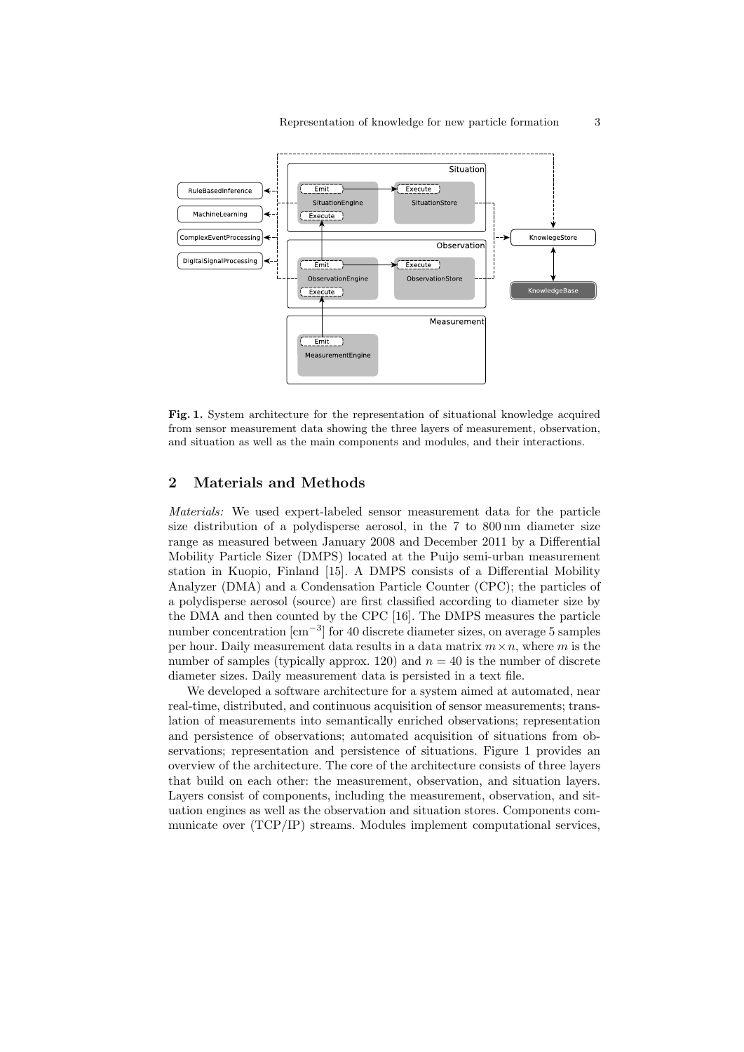**Fig. 1.** System architecture for the representation of situational knowledge acquired from sensor measurement data showing the three layers of measurement, observation, and situation as well as the main components and modules, and their interactions.

## 2 Materials and Methods

*Materials:* We used expert-labeled sensor measurement data for the particle size distribution of a polydisperse aerosol, in the 7 to 800 nm diameter size range as measured between January 2008 and December 2011 by a Differential Mobility Particle Sizer (DMPS) located at the Puijo semi-urban measurement station in Kuopio, Finland [15]. A DMPS consists of a Differential Mobility Analyzer (DMA) and a Condensation Particle Counter (CPC); the particles of a polydisperse aerosol (source) are first classified according to diameter size by the DMA and then counted by the CPC [16]. The DMPS measures the particle number concentration $[\mathrm{cm}^{-3}]$ for 40 discrete diameter sizes, on average 5 samples per hour. Daily measurement data results in a data matrix $m \times n$, where $m$ is the number of samples (typically approx. 120) and $n = 40$ is the number of discrete diameter sizes. Daily measurement data is persisted in a text file.

We developed a software architecture for a system aimed at automated, near real-time, distributed, and continuous acquisition of sensor measurements; translation of measurements into semantically enriched observations; representation and persistence of observations; automated acquisition of situations from observations; representation and persistence of situations. Figure 1 provides an overview of the architecture. The core of the architecture consists of three layers that build on each other: the measurement, observation, and situation layers. Layers consist of components, including the measurement, observation, and situation engines as well as the observation and situation stores. Components communicate over (TCP/IP) streams. Modules implement computational services,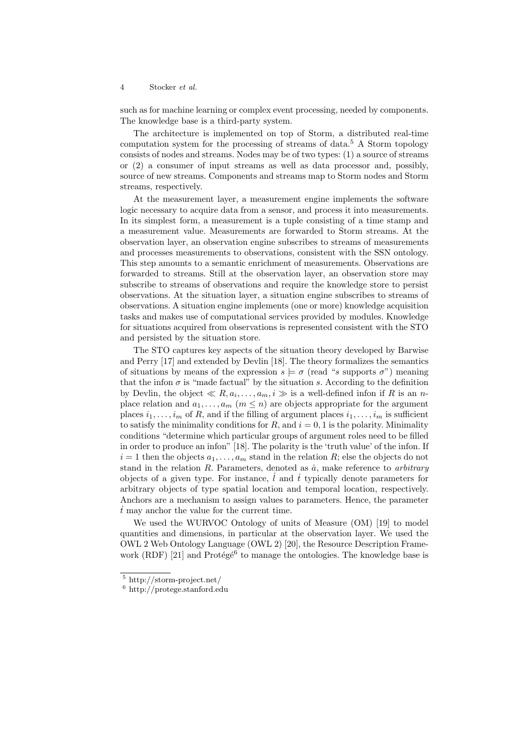such as for machine learning or complex event processing, needed by components. The knowledge base is a third-party system.

The architecture is implemented on top of Storm, a distributed real-time computation system for the processing of streams of data.[5] A Storm topology consists of nodes and streams. Nodes may be of two types: (1) a source of streams or (2) a consumer of input streams as well as data processor and, possibly, source of new streams. Components and streams map to Storm nodes and Storm streams, respectively.

At the measurement layer, a measurement engine implements the software logic necessary to acquire data from a sensor, and process it into measurements. In its simplest form, a measurement is a tuple consisting of a time stamp and a measurement value. Measurements are forwarded to Storm streams. At the observation layer, an observation engine subscribes to streams of measurements and processes measurements to observations, consistent with the SSN ontology. This step amounts to a semantic enrichment of measurements. Observations are forwarded to streams. Still at the observation layer, an observation store may subscribe to streams of observations and require the knowledge store to persist observations. At the situation layer, a situation engine subscribes to streams of observations. A situation engine implements (one or more) knowledge acquisition tasks and makes use of computational services provided by modules. Knowledge for situations acquired from observations is represented consistent with the STO and persisted by the situation store.

The STO captures key aspects of the situation theory developed by Barwise and Perry [17] and extended by Devlin [18]. The theory formalizes the semantics of situations by means of the expression $s \models \sigma$ (read "$s$ supports $\sigma$") meaning that the infon $\sigma$ is "made factual" by the situation $s$. According to the definition by Devlin, the object $\ll R, a_i, \ldots, a_m, i \gg$ is a well-defined infon if $R$ is an $n$-place relation and $a_1, \ldots, a_m$ ($m \leq n$) are objects appropriate for the argument places $i_1, \ldots, i_m$ of $R$, and if the filling of argument places $i_1, \ldots, i_m$ is sufficient to satisfy the minimality conditions for $R$, and $i = 0, 1$ is the polarity. Minimality conditions "determine which particular groups of argument roles need to be filled in order to produce an infon" [18]. The polarity is the 'truth value' of the infon. If $i = 1$ then the objects $a_1, \ldots, a_m$ stand in the relation $R$; else the objects do not stand in the relation $R$. Parameters, denoted as $\dot{a}$, make reference to *arbitrary* objects of a given type. For instance, $\dot{l}$ and $\dot{t}$ typically denote parameters for arbitrary objects of type spatial location and temporal location, respectively. Anchors are a mechanism to assign values to parameters. Hence, the parameter $\dot{t}$ may anchor the value for the current time.

We used the WURVOC Ontology of units of Measure (OM) [19] to model quantities and dimensions, in particular at the observation layer. We used the OWL 2 Web Ontology Language (OWL 2) [20], the Resource Description Framework (RDF) [21] and Protégé[6] to manage the ontologies. The knowledge base is

[5] http://storm-project.net/

[6] http://protege.stanford.edu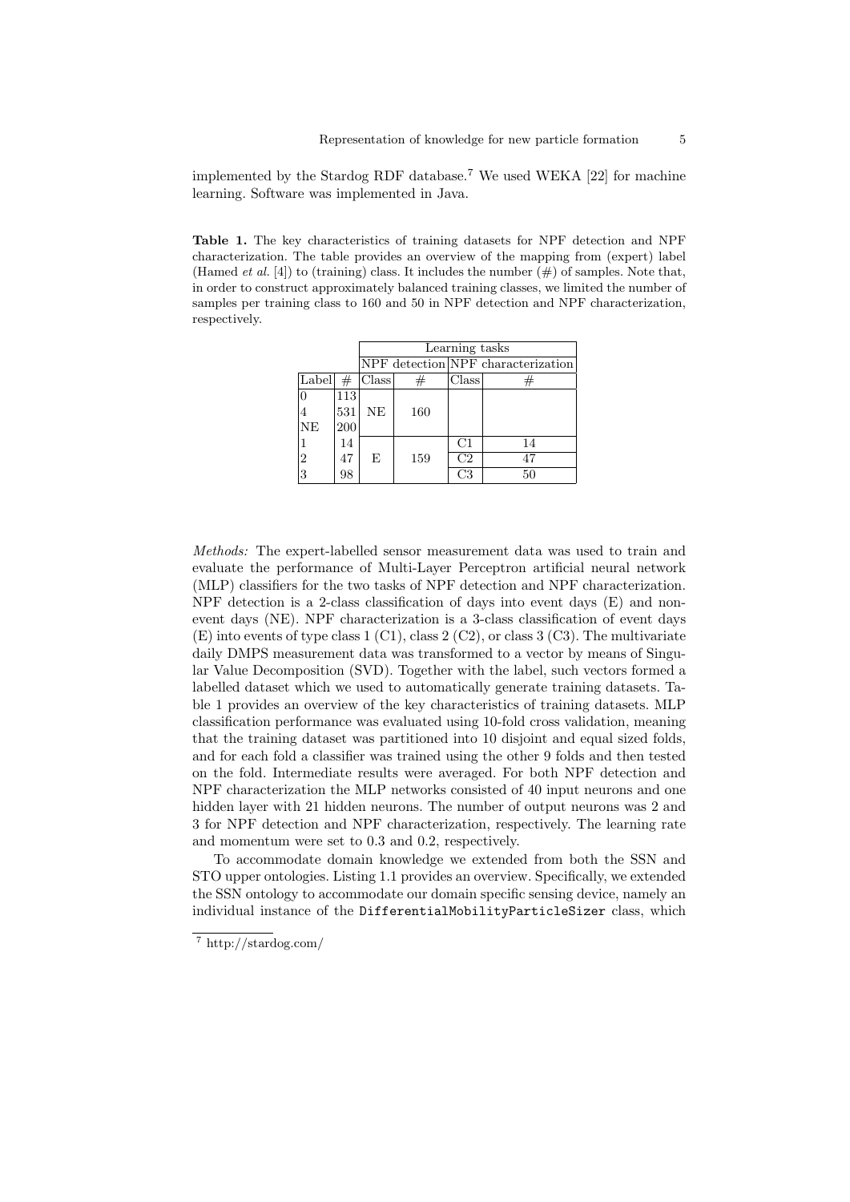implemented by the Stardog RDF database.[7] We used WEKA [22] for machine learning. Software was implemented in Java.

**Table 1.** The key characteristics of training datasets for NPF detection and NPF characterization. The table provides an overview of the mapping from (expert) label (Hamed *et al.* [4]) to (training) class. It includes the number (#) of samples. Note that, in order to construct approximately balanced training classes, we limited the number of samples per training class to 160 and 50 in NPF detection and NPF characterization, respectively.

| | | Learning tasks | | | |
|---|---|---|---|---|---|
| | | NPF detection | | NPF characterization | |
| Label | # | Class | # | Class | # |
| 0 | 113 | NE | 160 | | |
| 4 | 531 | | | | |
| NE | 200 | | | | |
| 1 | 14 | E | 159 | C1 | 14 |
| 2 | 47 | | | C2 | 47 |
| 3 | 98 | | | C3 | 50 |

*Methods:* The expert-labelled sensor measurement data was used to train and evaluate the performance of Multi-Layer Perceptron artificial neural network (MLP) classifiers for the two tasks of NPF detection and NPF characterization. NPF detection is a 2-class classification of days into event days (E) and non-event days (NE). NPF characterization is a 3-class classification of event days (E) into events of type class 1 (C1), class 2 (C2), or class 3 (C3). The multivariate daily DMPS measurement data was transformed to a vector by means of Singular Value Decomposition (SVD). Together with the label, such vectors formed a labelled dataset which we used to automatically generate training datasets. Table 1 provides an overview of the key characteristics of training datasets. MLP classification performance was evaluated using 10-fold cross validation, meaning that the training dataset was partitioned into 10 disjoint and equal sized folds, and for each fold a classifier was trained using the other 9 folds and then tested on the fold. Intermediate results were averaged. For both NPF detection and NPF characterization the MLP networks consisted of 40 input neurons and one hidden layer with 21 hidden neurons. The number of output neurons was 2 and 3 for NPF detection and NPF characterization, respectively. The learning rate and momentum were set to 0.3 and 0.2, respectively.

To accommodate domain knowledge we extended from both the SSN and STO upper ontologies. Listing 1.1 provides an overview. Specifically, we extended the SSN ontology to accommodate our domain specific sensing device, namely an individual instance of the `DifferentialMobilityParticleSizer` class, which

[7] http://stardog.com/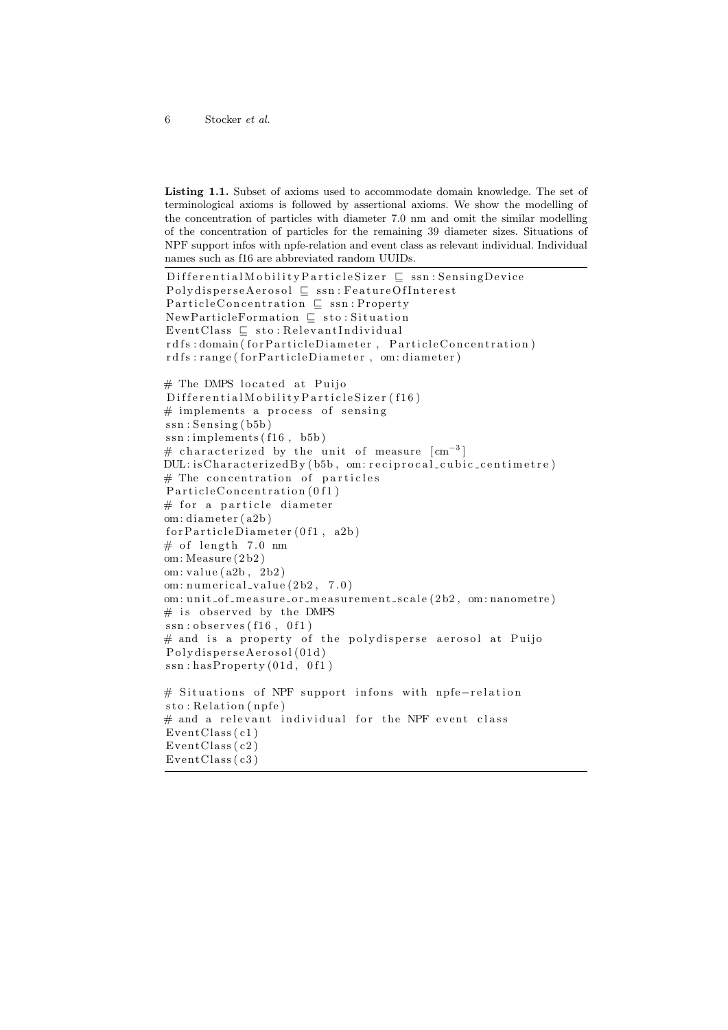**Listing 1.1.** Subset of axioms used to accommodate domain knowledge. The set of terminological axioms is followed by assertional axioms. We show the modelling of the concentration of particles with diameter 7.0 nm and omit the similar modelling of the concentration of particles for the remaining 39 diameter sizes. Situations of NPF support infos with npfe-relation and event class as relevant individual. Individual names such as f16 are abbreviated random UUIDs.

```
DifferentialMobilityParticleSizer ⊑ ssn:SensingDevice
PolydisperseAerosol ⊑ ssn:FeatureOfInterest
ParticleConcentration ⊑ ssn:Property
NewParticleFormation ⊑ sto:Situation
EventClass ⊑ sto:RelevantIndividual
rdfs:domain(forParticleDiameter, ParticleConcentration)
rdfs:range(forParticleDiameter, om:diameter)

# The DMPS located at Puijo
DifferentialMobilityParticleSizer(f16)
# implements a process of sensing
ssn:Sensing(b5b)
ssn:implements(f16, b5b)
# characterized by the unit of measure [cm^-3]
DUL:isCharacterizedBy(b5b, om:reciprocal_cubic_centimetre)
# The concentration of particles
ParticleConcentration(0f1)
# for a particle diameter
om:diameter(a2b)
forParticleDiameter(0f1, a2b)
# of length 7.0 nm
om:Measure(2b2)
om:value(a2b, 2b2)
om:numerical_value(2b2, 7.0)
om:unit_of_measure_or_measurement_scale(2b2, om:nanometre)
# is observed by the DMPS
ssn:observes(f16, 0f1)
# and is a property of the polydisperse aerosol at Puijo
PolydisperseAerosol(01d)
ssn:hasProperty(01d, 0f1)

# Situations of NPF support infons with npfe-relation
sto:Relation(npfe)
# and a relevant individual for the NPF event class
EventClass(c1)
EventClass(c2)
EventClass(c3)
```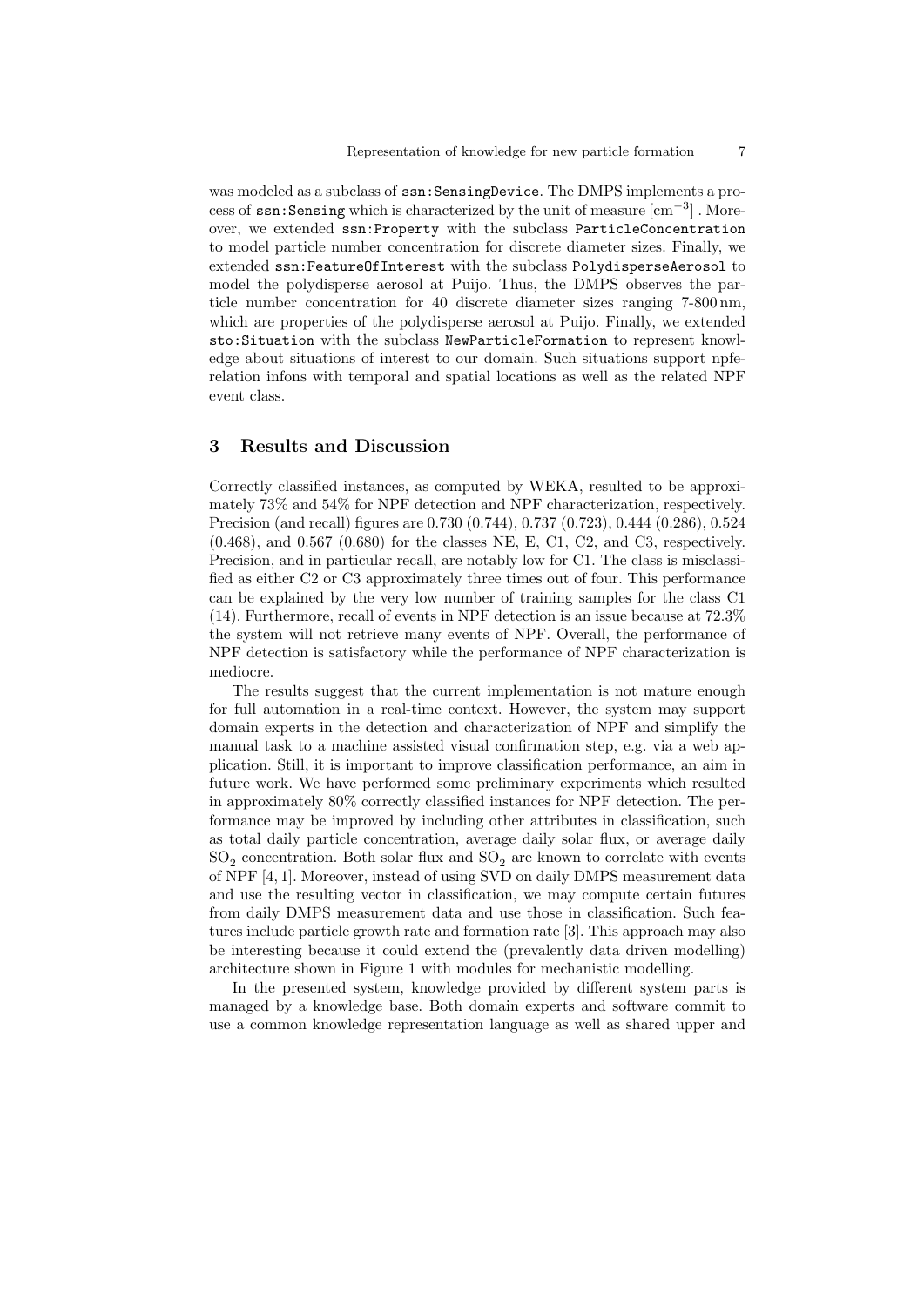was modeled as a subclass of ssn:SensingDevice. The DMPS implements a process of ssn:Sensing which is characterized by the unit of measure $[\mathrm{cm}^{-3}]$ . Moreover, we extended ssn:Property with the subclass ParticleConcentration to model particle number concentration for discrete diameter sizes. Finally, we extended ssn:FeatureOfInterest with the subclass PolydisperseAerosol to model the polydisperse aerosol at Puijo. Thus, the DMPS observes the particle number concentration for 40 discrete diameter sizes ranging 7-800 nm, which are properties of the polydisperse aerosol at Puijo. Finally, we extended sto:Situation with the subclass NewParticleFormation to represent knowledge about situations of interest to our domain. Such situations support npfe-relation infons with temporal and spatial locations as well as the related NPF event class.

## 3 Results and Discussion

Correctly classified instances, as computed by WEKA, resulted to be approximately 73% and 54% for NPF detection and NPF characterization, respectively. Precision (and recall) figures are 0.730 (0.744), 0.737 (0.723), 0.444 (0.286), 0.524 (0.468), and 0.567 (0.680) for the classes NE, E, C1, C2, and C3, respectively. Precision, and in particular recall, are notably low for C1. The class is misclassified as either C2 or C3 approximately three times out of four. This performance can be explained by the very low number of training samples for the class C1 (14). Furthermore, recall of events in NPF detection is an issue because at 72.3% the system will not retrieve many events of NPF. Overall, the performance of NPF detection is satisfactory while the performance of NPF characterization is mediocre.

The results suggest that the current implementation is not mature enough for full automation in a real-time context. However, the system may support domain experts in the detection and characterization of NPF and simplify the manual task to a machine assisted visual confirmation step, e.g. via a web application. Still, it is important to improve classification performance, an aim in future work. We have performed some preliminary experiments which resulted in approximately 80% correctly classified instances for NPF detection. The performance may be improved by including other attributes in classification, such as total daily particle concentration, average daily solar flux, or average daily $SO_2$ concentration. Both solar flux and $SO_2$ are known to correlate with events of NPF [4, 1]. Moreover, instead of using SVD on daily DMPS measurement data and use the resulting vector in classification, we may compute certain futures from daily DMPS measurement data and use those in classification. Such features include particle growth rate and formation rate [3]. This approach may also be interesting because it could extend the (prevalently data driven modelling) architecture shown in Figure 1 with modules for mechanistic modelling.

In the presented system, knowledge provided by different system parts is managed by a knowledge base. Both domain experts and software commit to use a common knowledge representation language as well as shared upper and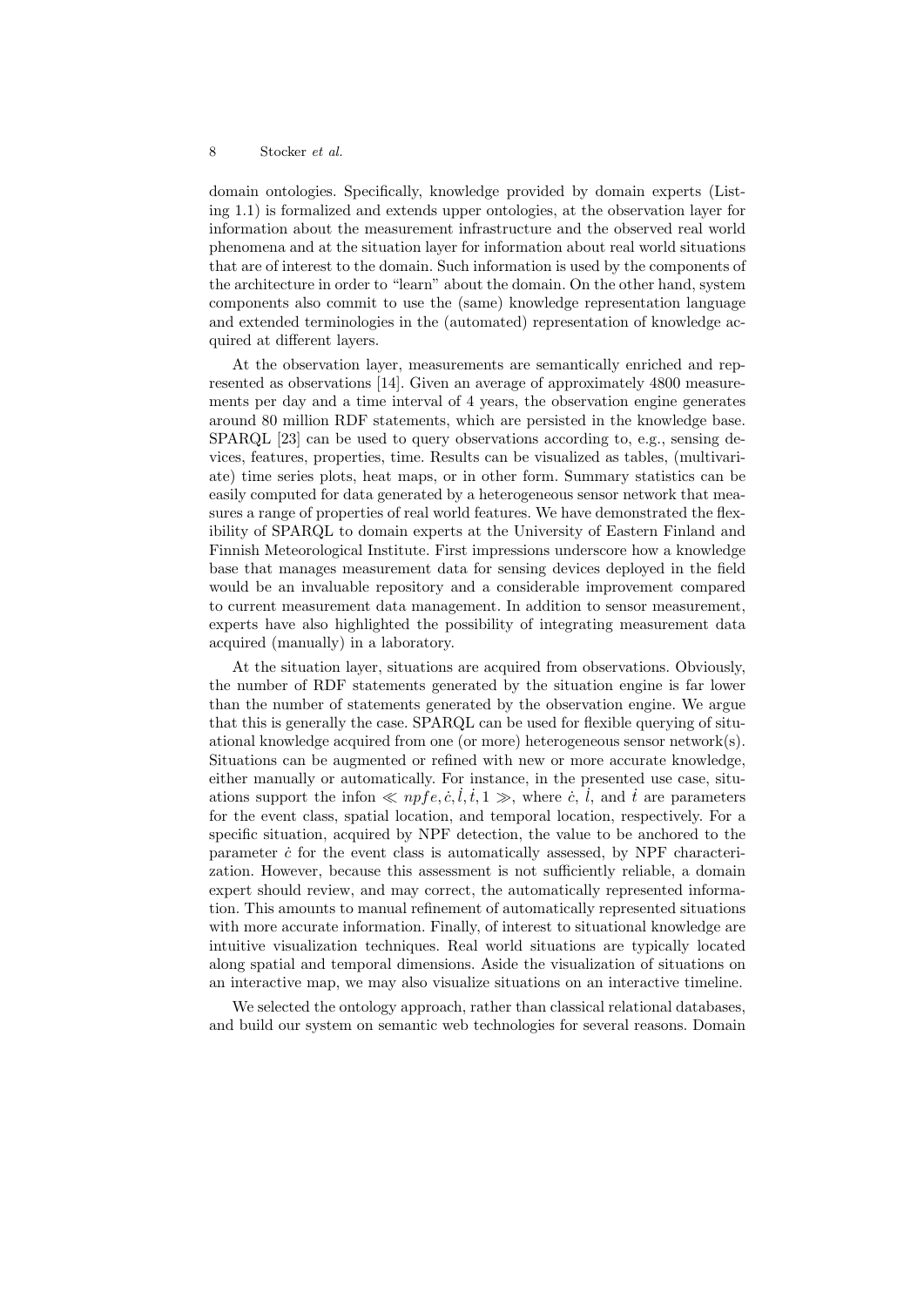domain ontologies. Specifically, knowledge provided by domain experts (Listing 1.1) is formalized and extends upper ontologies, at the observation layer for information about the measurement infrastructure and the observed real world phenomena and at the situation layer for information about real world situations that are of interest to the domain. Such information is used by the components of the architecture in order to "learn" about the domain. On the other hand, system components also commit to use the (same) knowledge representation language and extended terminologies in the (automated) representation of knowledge acquired at different layers.

At the observation layer, measurements are semantically enriched and represented as observations [14]. Given an average of approximately 4800 measurements per day and a time interval of 4 years, the observation engine generates around 80 million RDF statements, which are persisted in the knowledge base. SPARQL [23] can be used to query observations according to, e.g., sensing devices, features, properties, time. Results can be visualized as tables, (multivariate) time series plots, heat maps, or in other form. Summary statistics can be easily computed for data generated by a heterogeneous sensor network that measures a range of properties of real world features. We have demonstrated the flexibility of SPARQL to domain experts at the University of Eastern Finland and Finnish Meteorological Institute. First impressions underscore how a knowledge base that manages measurement data for sensing devices deployed in the field would be an invaluable repository and a considerable improvement compared to current measurement data management. In addition to sensor measurement, experts have also highlighted the possibility of integrating measurement data acquired (manually) in a laboratory.

At the situation layer, situations are acquired from observations. Obviously, the number of RDF statements generated by the situation engine is far lower than the number of statements generated by the observation engine. We argue that this is generally the case. SPARQL can be used for flexible querying of situational knowledge acquired from one (or more) heterogeneous sensor network(s). Situations can be augmented or refined with new or more accurate knowledge, either manually or automatically. For instance, in the presented use case, situations support the infon $\ll npfe, \dot{c}, \dot{l}, \dot{t}, 1 \gg$, where $\dot{c}$, $\dot{l}$, and $\dot{t}$ are parameters for the event class, spatial location, and temporal location, respectively. For a specific situation, acquired by NPF detection, the value to be anchored to the parameter $\dot{c}$ for the event class is automatically assessed, by NPF characterization. However, because this assessment is not sufficiently reliable, a domain expert should review, and may correct, the automatically represented information. This amounts to manual refinement of automatically represented situations with more accurate information. Finally, of interest to situational knowledge are intuitive visualization techniques. Real world situations are typically located along spatial and temporal dimensions. Aside the visualization of situations on an interactive map, we may also visualize situations on an interactive timeline.

We selected the ontology approach, rather than classical relational databases, and build our system on semantic web technologies for several reasons. Domain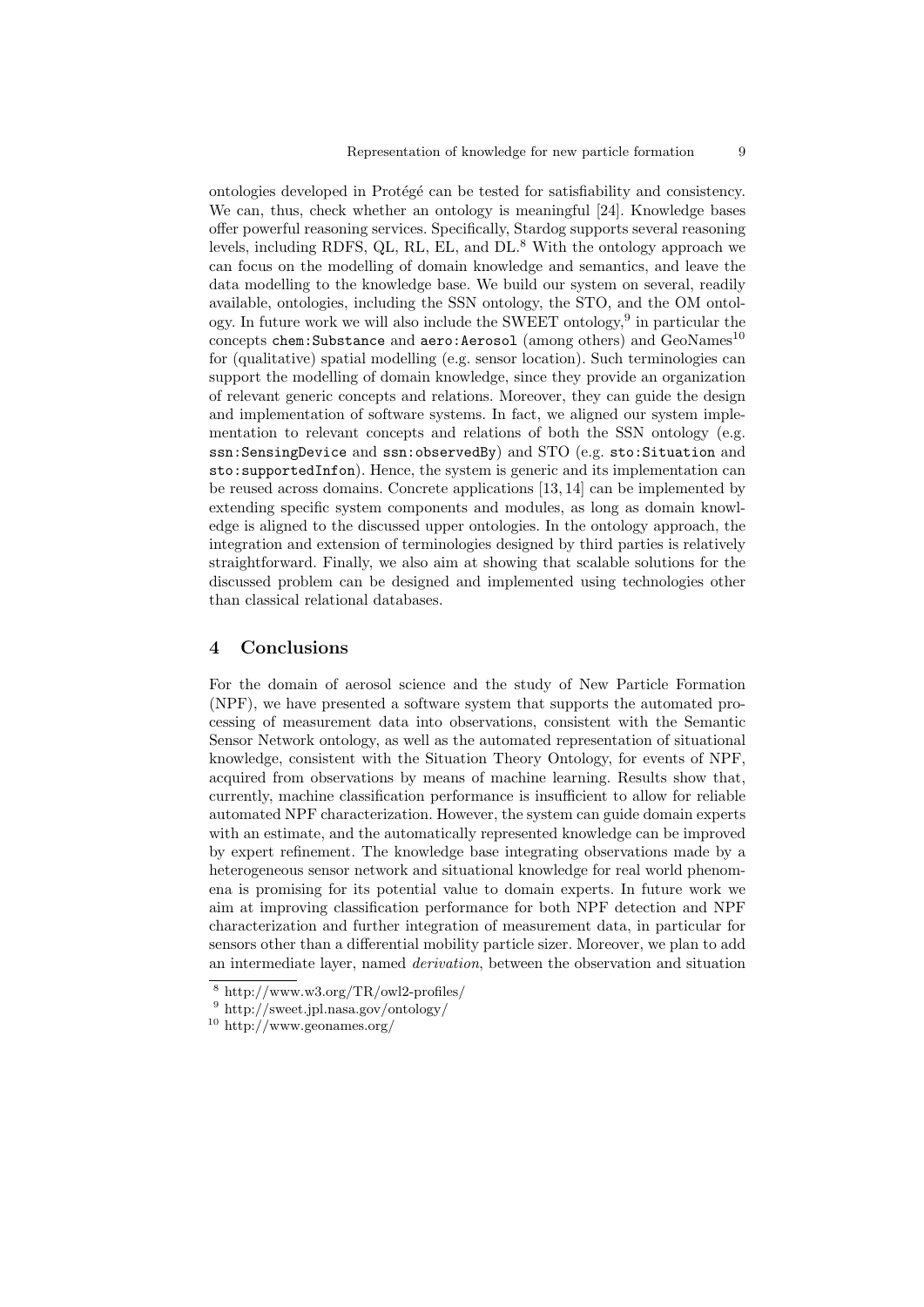ontologies developed in Protégé can be tested for satisfiability and consistency. We can, thus, check whether an ontology is meaningful [24]. Knowledge bases offer powerful reasoning services. Specifically, Stardog supports several reasoning levels, including RDFS, QL, RL, EL, and DL.[8] With the ontology approach we can focus on the modelling of domain knowledge and semantics, and leave the data modelling to the knowledge base. We build our system on several, readily available, ontologies, including the SSN ontology, the STO, and the OM ontology. In future work we will also include the SWEET ontology,[9] in particular the concepts `chem:Substance` and `aero:Aerosol` (among others) and GeoNames[10] for (qualitative) spatial modelling (e.g. sensor location). Such terminologies can support the modelling of domain knowledge, since they provide an organization of relevant generic concepts and relations. Moreover, they can guide the design and implementation of software systems. In fact, we aligned our system implementation to relevant concepts and relations of both the SSN ontology (e.g. `ssn:SensingDevice` and `ssn:observedBy`) and STO (e.g. `sto:Situation` and `sto:supportedInfon`). Hence, the system is generic and its implementation can be reused across domains. Concrete applications [13, 14] can be implemented by extending specific system components and modules, as long as domain knowledge is aligned to the discussed upper ontologies. In the ontology approach, the integration and extension of terminologies designed by third parties is relatively straightforward. Finally, we also aim at showing that scalable solutions for the discussed problem can be designed and implemented using technologies other than classical relational databases.

## 4 Conclusions

For the domain of aerosol science and the study of New Particle Formation (NPF), we have presented a software system that supports the automated processing of measurement data into observations, consistent with the Semantic Sensor Network ontology, as well as the automated representation of situational knowledge, consistent with the Situation Theory Ontology, for events of NPF, acquired from observations by means of machine learning. Results show that, currently, machine classification performance is insufficient to allow for reliable automated NPF characterization. However, the system can guide domain experts with an estimate, and the automatically represented knowledge can be improved by expert refinement. The knowledge base integrating observations made by a heterogeneous sensor network and situational knowledge for real world phenomena is promising for its potential value to domain experts. In future work we aim at improving classification performance for both NPF detection and NPF characterization and further integration of measurement data, in particular for sensors other than a differential mobility particle sizer. Moreover, we plan to add an intermediate layer, named *derivation*, between the observation and situation

[8] http://www.w3.org/TR/owl2-profiles/

[9] http://sweet.jpl.nasa.gov/ontology/

[10] http://www.geonames.org/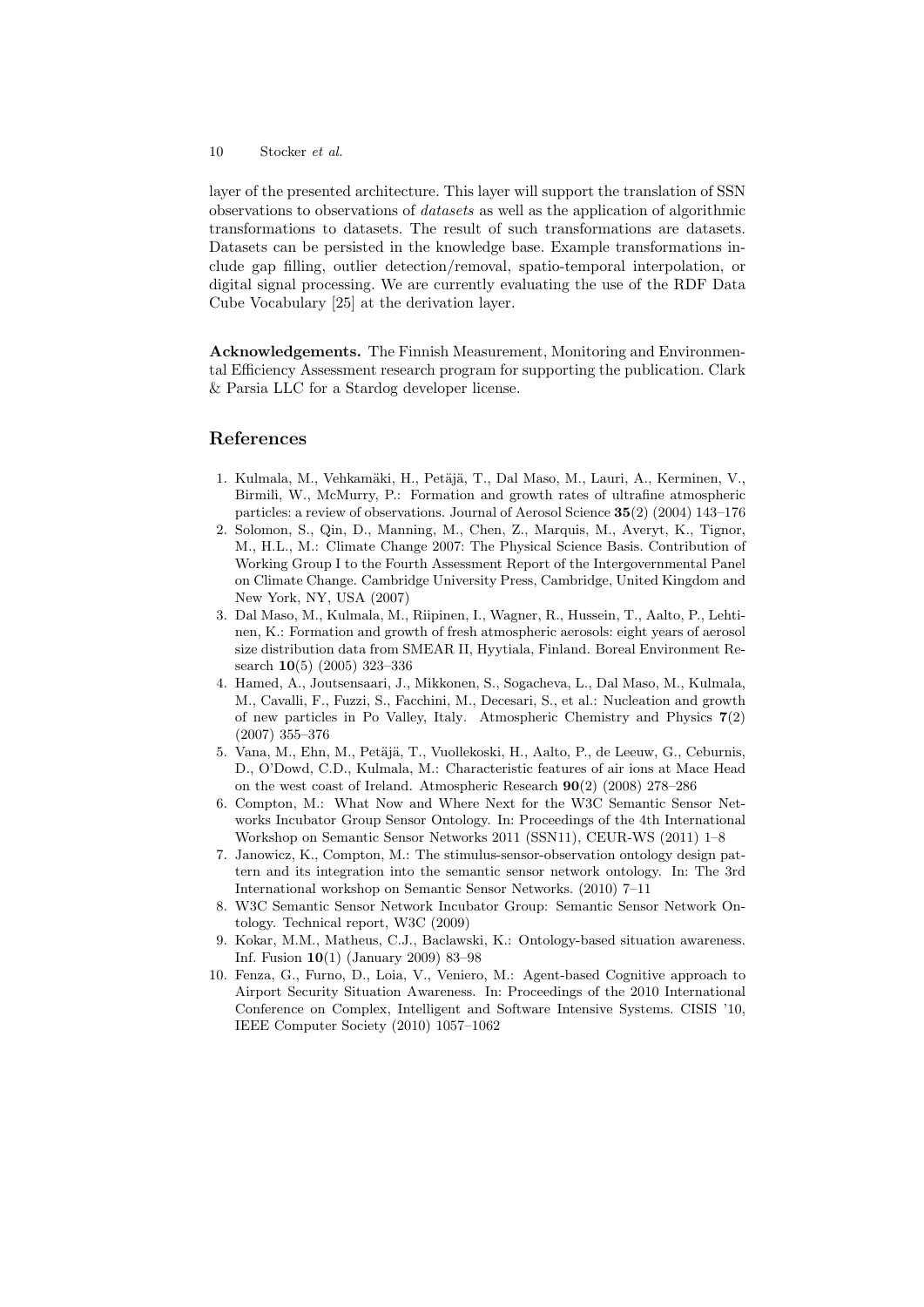layer of the presented architecture. This layer will support the translation of SSN observations to observations of *datasets* as well as the application of algorithmic transformations to datasets. The result of such transformations are datasets. Datasets can be persisted in the knowledge base. Example transformations include gap filling, outlier detection/removal, spatio-temporal interpolation, or digital signal processing. We are currently evaluating the use of the RDF Data Cube Vocabulary [25] at the derivation layer.

**Acknowledgements.** The Finnish Measurement, Monitoring and Environmental Efficiency Assessment research program for supporting the publication. Clark & Parsia LLC for a Stardog developer license.

## References

1. Kulmala, M., Vehkamäki, H., Petäjä, T., Dal Maso, M., Lauri, A., Kerminen, V., Birmili, W., McMurry, P.: Formation and growth rates of ultrafine atmospheric particles: a review of observations. Journal of Aerosol Science **35**(2) (2004) 143–176
2. Solomon, S., Qin, D., Manning, M., Chen, Z., Marquis, M., Averyt, K., Tignor, M., H.L., M.: Climate Change 2007: The Physical Science Basis. Contribution of Working Group I to the Fourth Assessment Report of the Intergovernmental Panel on Climate Change. Cambridge University Press, Cambridge, United Kingdom and New York, NY, USA (2007)
3. Dal Maso, M., Kulmala, M., Riipinen, I., Wagner, R., Hussein, T., Aalto, P., Lehtinen, K.: Formation and growth of fresh atmospheric aerosols: eight years of aerosol size distribution data from SMEAR II, Hyytiala, Finland. Boreal Environment Research **10**(5) (2005) 323–336
4. Hamed, A., Joutsensaari, J., Mikkonen, S., Sogacheva, L., Dal Maso, M., Kulmala, M., Cavalli, F., Fuzzi, S., Facchini, M., Decesari, S., et al.: Nucleation and growth of new particles in Po Valley, Italy. Atmospheric Chemistry and Physics **7**(2) (2007) 355–376
5. Vana, M., Ehn, M., Petäjä, T., Vuollekoski, H., Aalto, P., de Leeuw, G., Ceburnis, D., O'Dowd, C.D., Kulmala, M.: Characteristic features of air ions at Mace Head on the west coast of Ireland. Atmospheric Research **90**(2) (2008) 278–286
6. Compton, M.: What Now and Where Next for the W3C Semantic Sensor Networks Incubator Group Sensor Ontology. In: Proceedings of the 4th International Workshop on Semantic Sensor Networks 2011 (SSN11), CEUR-WS (2011) 1–8
7. Janowicz, K., Compton, M.: The stimulus-sensor-observation ontology design pattern and its integration into the semantic sensor network ontology. In: The 3rd International workshop on Semantic Sensor Networks. (2010) 7–11
8. W3C Semantic Sensor Network Incubator Group: Semantic Sensor Network Ontology. Technical report, W3C (2009)
9. Kokar, M.M., Matheus, C.J., Baclawski, K.: Ontology-based situation awareness. Inf. Fusion **10**(1) (January 2009) 83–98
10. Fenza, G., Furno, D., Loia, V., Veniero, M.: Agent-based Cognitive approach to Airport Security Situation Awareness. In: Proceedings of the 2010 International Conference on Complex, Intelligent and Software Intensive Systems. CISIS '10, IEEE Computer Society (2010) 1057–1062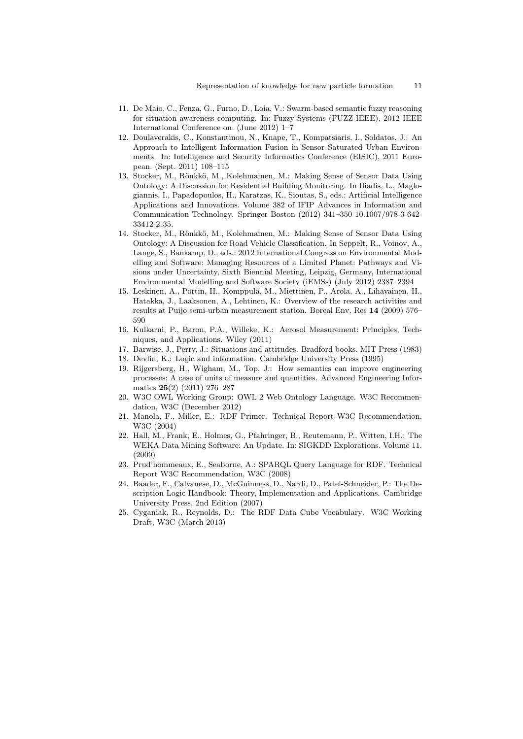11. De Maio, C., Fenza, G., Furno, D., Loia, V.: Swarm-based semantic fuzzy reasoning for situation awareness computing. In: Fuzzy Systems (FUZZ-IEEE), 2012 IEEE International Conference on. (June 2012) 1–7
12. Doulaverakis, C., Konstantinou, N., Knape, T., Kompatsiaris, I., Soldatos, J.: An Approach to Intelligent Information Fusion in Sensor Saturated Urban Environments. In: Intelligence and Security Informatics Conference (EISIC), 2011 European. (Sept. 2011) 108–115
13. Stocker, M., Rönkkö, M., Kolehmainen, M.: Making Sense of Sensor Data Using Ontology: A Discussion for Residential Building Monitoring. In Iliadis, L., Maglogiannis, I., Papadopoulos, H., Karatzas, K., Sioutas, S., eds.: Artificial Intelligence Applications and Innovations. Volume 382 of IFIP Advances in Information and Communication Technology. Springer Boston (2012) 341–350 10.1007/978-3-642-33412-2_35.
14. Stocker, M., Rönkkö, M., Kolehmainen, M.: Making Sense of Sensor Data Using Ontology: A Discussion for Road Vehicle Classification. In Seppelt, R., Voinov, A., Lange, S., Bankamp, D., eds.: 2012 International Congress on Environmental Modelling and Software: Managing Resources of a Limited Planet: Pathways and Visions under Uncertainty, Sixth Biennial Meeting, Leipzig, Germany, International Environmental Modelling and Software Society (iEMSs) (July 2012) 2387–2394
15. Leskinen, A., Portin, H., Komppula, M., Miettinen, P., Arola, A., Lihavainen, H., Hatakka, J., Laaksonen, A., Lehtinen, K.: Overview of the research activities and results at Puijo semi-urban measurement station. Boreal Env. Res **14** (2009) 576–590
16. Kulkarni, P., Baron, P.A., Willeke, K.: Aerosol Measurement: Principles, Techniques, and Applications. Wiley (2011)
17. Barwise, J., Perry, J.: Situations and attitudes. Bradford books. MIT Press (1983)
18. Devlin, K.: Logic and information. Cambridge University Press (1995)
19. Rijgersberg, H., Wigham, M., Top, J.: How semantics can improve engineering processes: A case of units of measure and quantities. Advanced Engineering Informatics **25**(2) (2011) 276–287
20. W3C OWL Working Group: OWL 2 Web Ontology Language. W3C Recommendation, W3C (December 2012)
21. Manola, F., Miller, E.: RDF Primer. Technical Report W3C Recommendation, W3C (2004)
22. Hall, M., Frank, E., Holmes, G., Pfahringer, B., Reutemann, P., Witten, I.H.: The WEKA Data Mining Software: An Update. In: SIGKDD Explorations. Volume 11. (2009)
23. Prud'hommeaux, E., Seaborne, A.: SPARQL Query Language for RDF. Technical Report W3C Recommendation, W3C (2008)
24. Baader, F., Calvanese, D., McGuinness, D., Nardi, D., Patel-Schneider, P.: The Description Logic Handbook: Theory, Implementation and Applications. Cambridge University Press, 2nd Edition (2007)
25. Cyganiak, R., Reynolds, D.: The RDF Data Cube Vocabulary. W3C Working Draft, W3C (March 2013)